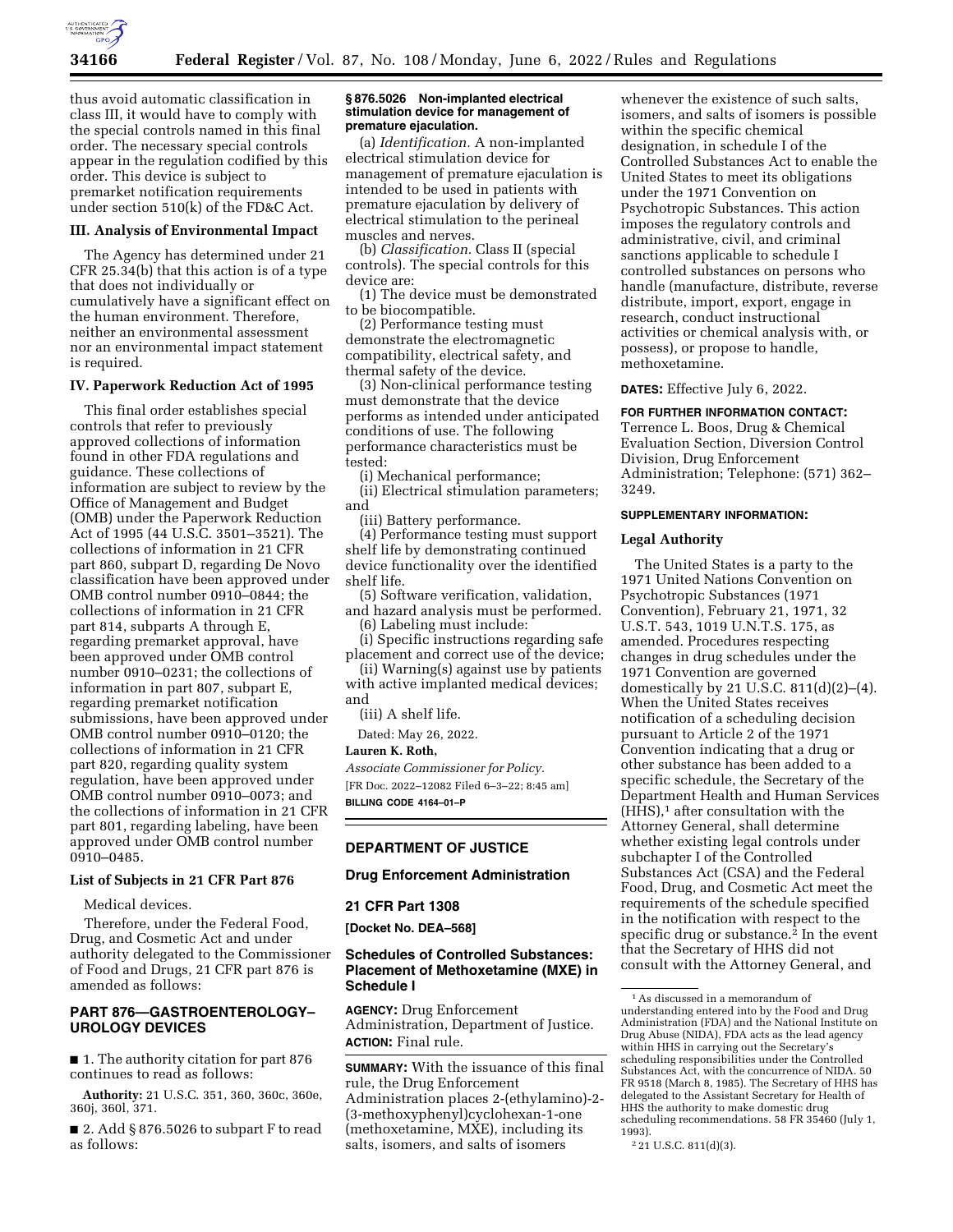thus avoid automatic classification in class III, it would have to comply with the special controls named in this final order. The necessary special controls appear in the regulation codified by this order. This device is subject to premarket notification requirements under section 510(k) of the FD&C Act.

## III. Analysis of Environmental Impact

The Agency has determined under 21 CFR 25.34(b) that this action is of a type that does not individually or cumulatively have a significant effect on the human environment. Therefore, neither an environmental assessment nor an environmental impact statement is required.

## IV. Paperwork Reduction Act of 1995

This final order establishes special controls that refer to previously approved collections of information found in other FDA regulations and guidance. These collections of information are subject to review by the Office of Management and Budget (OMB) under the Paperwork Reduction Act of 1995 (44 U.S.C. 3501–3521). The collections of information in 21 CFR part 860, subpart D, regarding De Novo classification have been approved under OMB control number 0910–0844; the collections of information in 21 CFR part 814, subparts A through E, regarding premarket approval, have been approved under OMB control number 0910–0231; the collections of information in part 807, subpart E, regarding premarket notification submissions, have been approved under OMB control number 0910–0120; the collections of information in 21 CFR part 820, regarding quality system regulation, have been approved under OMB control number 0910–0073; and the collections of information in 21 CFR part 801, regarding labeling, have been approved under OMB control number 0910–0485.

### List of Subjects in 21 CFR Part 876

Medical devices.

Therefore, under the Federal Food, Drug, and Cosmetic Act and under authority delegated to the Commissioner of Food and Drugs, 21 CFR part 876 is amended as follows:

## PART 876—GASTROENTEROLOGY–UROLOGY DEVICES

■ 1. The authority citation for part 876 continues to read as follows:

**Authority:** 21 U.S.C. 351, 360, 360c, 360e, 360j, 360l, 371.

■ 2. Add § 876.5026 to subpart F to read as follows:

### § 876.5026 Non-implanted electrical stimulation device for management of premature ejaculation.

(a) *Identification.* A non-implanted electrical stimulation device for management of premature ejaculation is intended to be used in patients with premature ejaculation by delivery of electrical stimulation to the perineal muscles and nerves.

(b) *Classification.* Class II (special controls). The special controls for this device are:

(1) The device must be demonstrated to be biocompatible.

(2) Performance testing must demonstrate the electromagnetic compatibility, electrical safety, and thermal safety of the device.

(3) Non-clinical performance testing must demonstrate that the device performs as intended under anticipated conditions of use. The following performance characteristics must be tested:

(i) Mechanical performance;

(ii) Electrical stimulation parameters; and

(iii) Battery performance.

(4) Performance testing must support shelf life by demonstrating continued device functionality over the identified shelf life.

(5) Software verification, validation, and hazard analysis must be performed.

(6) Labeling must include:

(i) Specific instructions regarding safe placement and correct use of the device;

(ii) Warning(s) against use by patients with active implanted medical devices; and

(iii) A shelf life.

Dated: May 26, 2022.

**Lauren K. Roth,**

*Associate Commissioner for Policy.*

[FR Doc. 2022–12082 Filed 6–3–22; 8:45 am]

**BILLING CODE 4164–01–P**

## DEPARTMENT OF JUSTICE

## Drug Enforcement Administration

## 21 CFR Part 1308

**[Docket No. DEA–568]**

## Schedules of Controlled Substances: Placement of Methoxetamine (MXE) in Schedule I

**AGENCY:** Drug Enforcement Administration, Department of Justice.

**ACTION:** Final rule.

**SUMMARY:** With the issuance of this final rule, the Drug Enforcement Administration places 2-(ethylamino)-2-(3-methoxyphenyl)cyclohexan-1-one (methoxetamine, MXE), including its salts, isomers, and salts of isomers whenever the existence of such salts, isomers, and salts of isomers is possible within the specific chemical designation, in schedule I of the Controlled Substances Act to enable the United States to meet its obligations under the 1971 Convention on Psychotropic Substances. This action imposes the regulatory controls and administrative, civil, and criminal sanctions applicable to schedule I controlled substances on persons who handle (manufacture, distribute, reverse distribute, import, export, engage in research, conduct instructional activities or chemical analysis with, or possess), or propose to handle, methoxetamine.

**DATES:** Effective July 6, 2022.

**FOR FURTHER INFORMATION CONTACT:** Terrence L. Boos, Drug & Chemical Evaluation Section, Diversion Control Division, Drug Enforcement Administration; Telephone: (571) 362–3249.

**SUPPLEMENTARY INFORMATION:**

### Legal Authority

The United States is a party to the 1971 United Nations Convention on Psychotropic Substances (1971 Convention), February 21, 1971, 32 U.S.T. 543, 1019 U.N.T.S. 175, as amended. Procedures respecting changes in drug schedules under the 1971 Convention are governed domestically by 21 U.S.C. 811(d)(2)–(4). When the United States receives notification of a scheduling decision pursuant to Article 2 of the 1971 Convention indicating that a drug or other substance has been added to a specific schedule, the Secretary of the Department Health and Human Services (HHS),[1] after consultation with the Attorney General, shall determine whether existing legal controls under subchapter I of the Controlled Substances Act (CSA) and the Federal Food, Drug, and Cosmetic Act meet the requirements of the schedule specified in the notification with respect to the specific drug or substance.[2] In the event that the Secretary of HHS did not consult with the Attorney General, and

[1] As discussed in a memorandum of understanding entered into by the Food and Drug Administration (FDA) and the National Institute on Drug Abuse (NIDA), FDA acts as the lead agency within HHS in carrying out the Secretary's scheduling responsibilities under the Controlled Substances Act, with the concurrence of NIDA. 50 FR 9518 (March 8, 1985). The Secretary of HHS has delegated to the Assistant Secretary for Health of HHS the authority to make domestic drug scheduling recommendations. 58 FR 35460 (July 1, 1993).

[2] 21 U.S.C. 811(d)(3).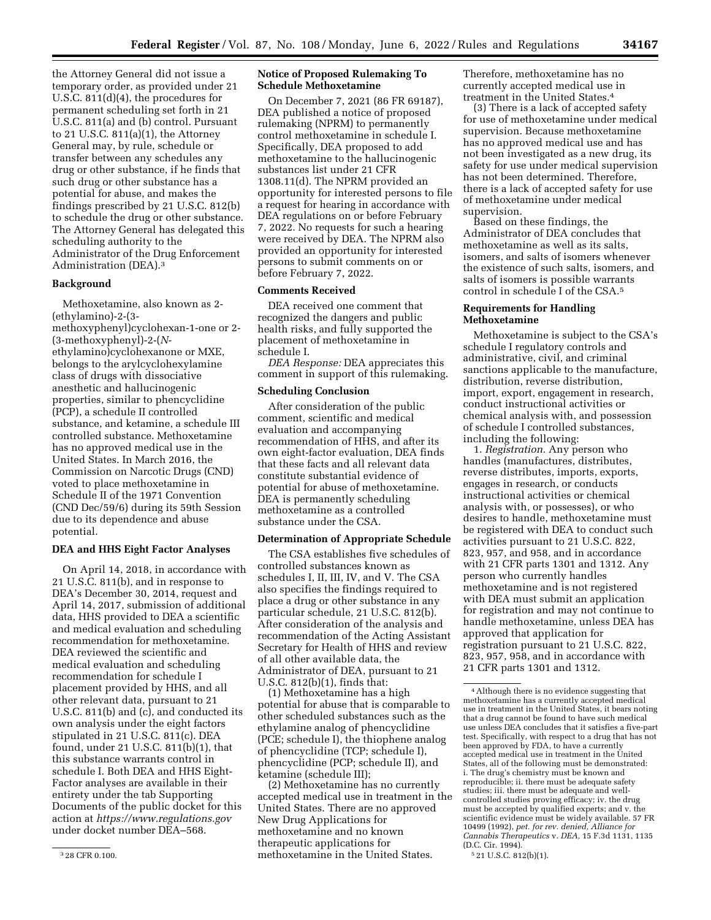the Attorney General did not issue a temporary order, as provided under 21 U.S.C. 811(d)(4), the procedures for permanent scheduling set forth in 21 U.S.C. 811(a) and (b) control. Pursuant to 21 U.S.C. 811(a)(1), the Attorney General may, by rule, schedule or transfer between any schedules any drug or other substance, if he finds that such drug or other substance has a potential for abuse, and makes the findings prescribed by 21 U.S.C. 812(b) to schedule the drug or other substance. The Attorney General has delegated this scheduling authority to the Administrator of the Drug Enforcement Administration (DEA).[3]

## Background

Methoxetamine, also known as 2-(ethylamino)-2-(3-methoxyphenyl)cyclohexan-1-one or 2-(3-methoxyphenyl)-2-(*N*-ethylamino)cyclohexanone or MXE, belongs to the arylcyclohexylamine class of drugs with dissociative anesthetic and hallucinogenic properties, similar to phencyclidine (PCP), a schedule II controlled substance, and ketamine, a schedule III controlled substance. Methoxetamine has no approved medical use in the United States. In March 2016, the Commission on Narcotic Drugs (CND) voted to place methoxetamine in Schedule II of the 1971 Convention (CND Dec/59/6) during its 59th Session due to its dependence and abuse potential.

## DEA and HHS Eight Factor Analyses

On April 14, 2018, in accordance with 21 U.S.C. 811(b), and in response to DEA's December 30, 2014, request and April 14, 2017, submission of additional data, HHS provided to DEA a scientific and medical evaluation and scheduling recommendation for methoxetamine. DEA reviewed the scientific and medical evaluation and scheduling recommendation for schedule I placement provided by HHS, and all other relevant data, pursuant to 21 U.S.C. 811(b) and (c), and conducted its own analysis under the eight factors stipulated in 21 U.S.C. 811(c). DEA found, under 21 U.S.C. 811(b)(1), that this substance warrants control in schedule I. Both DEA and HHS Eight-Factor analyses are available in their entirety under the tab Supporting Documents of the public docket for this action at *https://www.regulations.gov* under docket number DEA–568.

## Notice of Proposed Rulemaking To Schedule Methoxetamine

On December 7, 2021 (86 FR 69187), DEA published a notice of proposed rulemaking (NPRM) to permanently control methoxetamine in schedule I. Specifically, DEA proposed to add methoxetamine to the hallucinogenic substances list under 21 CFR 1308.11(d). The NPRM provided an opportunity for interested persons to file a request for hearing in accordance with DEA regulations on or before February 7, 2022. No requests for such a hearing were received by DEA. The NPRM also provided an opportunity for interested persons to submit comments on or before February 7, 2022.

## Comments Received

DEA received one comment that recognized the dangers and public health risks, and fully supported the placement of methoxetamine in schedule I.

*DEA Response:* DEA appreciates this comment in support of this rulemaking.

## Scheduling Conclusion

After consideration of the public comment, scientific and medical evaluation and accompanying recommendation of HHS, and after its own eight-factor evaluation, DEA finds that these facts and all relevant data constitute substantial evidence of potential for abuse of methoxetamine. DEA is permanently scheduling methoxetamine as a controlled substance under the CSA.

## Determination of Appropriate Schedule

The CSA establishes five schedules of controlled substances known as schedules I, II, III, IV, and V. The CSA also specifies the findings required to place a drug or other substance in any particular schedule, 21 U.S.C. 812(b). After consideration of the analysis and recommendation of the Acting Assistant Secretary for Health of HHS and review of all other available data, the Administrator of DEA, pursuant to 21 U.S.C. 812(b)(1), finds that:

(1) Methoxetamine has a high potential for abuse that is comparable to other scheduled substances such as the ethylamine analog of phencyclidine (PCE; schedule I), the thiophene analog of phencyclidine (TCP; schedule I), phencyclidine (PCP; schedule II), and ketamine (schedule III);

(2) Methoxetamine has no currently accepted medical use in treatment in the United States. There are no approved New Drug Applications for methoxetamine and no known therapeutic applications for methoxetamine in the United States. Therefore, methoxetamine has no currently accepted medical use in treatment in the United States.[4]

(3) There is a lack of accepted safety for use of methoxetamine under medical supervision. Because methoxetamine has no approved medical use and has not been investigated as a new drug, its safety for use under medical supervision has not been determined. Therefore, there is a lack of accepted safety for use of methoxetamine under medical supervision.

Based on these findings, the Administrator of DEA concludes that methoxetamine as well as its salts, isomers, and salts of isomers whenever the existence of such salts, isomers, and salts of isomers is possible warrants control in schedule I of the CSA.[5]

## Requirements for Handling Methoxetamine

Methoxetamine is subject to the CSA's schedule I regulatory controls and administrative, civil, and criminal sanctions applicable to the manufacture, distribution, reverse distribution, import, export, engagement in research, conduct instructional activities or chemical analysis with, and possession of schedule I controlled substances, including the following:

1. *Registration.* Any person who handles (manufactures, distributes, reverse distributes, imports, exports, engages in research, or conducts instructional activities or chemical analysis with, or possesses), or who desires to handle, methoxetamine must be registered with DEA to conduct such activities pursuant to 21 U.S.C. 822, 823, 957, and 958, and in accordance with 21 CFR parts 1301 and 1312. Any person who currently handles methoxetamine and is not registered with DEA must submit an application for registration and may not continue to handle methoxetamine, unless DEA has approved that application for registration pursuant to 21 U.S.C. 822, 823, 957, 958, and in accordance with 21 CFR parts 1301 and 1312.

---

[3] 28 CFR 0.100.

[4] Although there is no evidence suggesting that methoxetamine has a currently accepted medical use in treatment in the United States, it bears noting that a drug cannot be found to have such medical use unless DEA concludes that it satisfies a five-part test. Specifically, with respect to a drug that has not been approved by FDA, to have a currently accepted medical use in treatment in the United States, all of the following must be demonstrated: i. The drug's chemistry must be known and reproducible; ii. there must be adequate safety studies; iii. there must be adequate and well-controlled studies proving efficacy; iv. the drug must be accepted by qualified experts; and v. the scientific evidence must be widely available. 57 FR 10499 (1992), *pet. for rev. denied, Alliance for Cannabis Therapeutics* v. *DEA,* 15 F.3d 1131, 1135 (D.C. Cir. 1994).

[5] 21 U.S.C. 812(b)(1).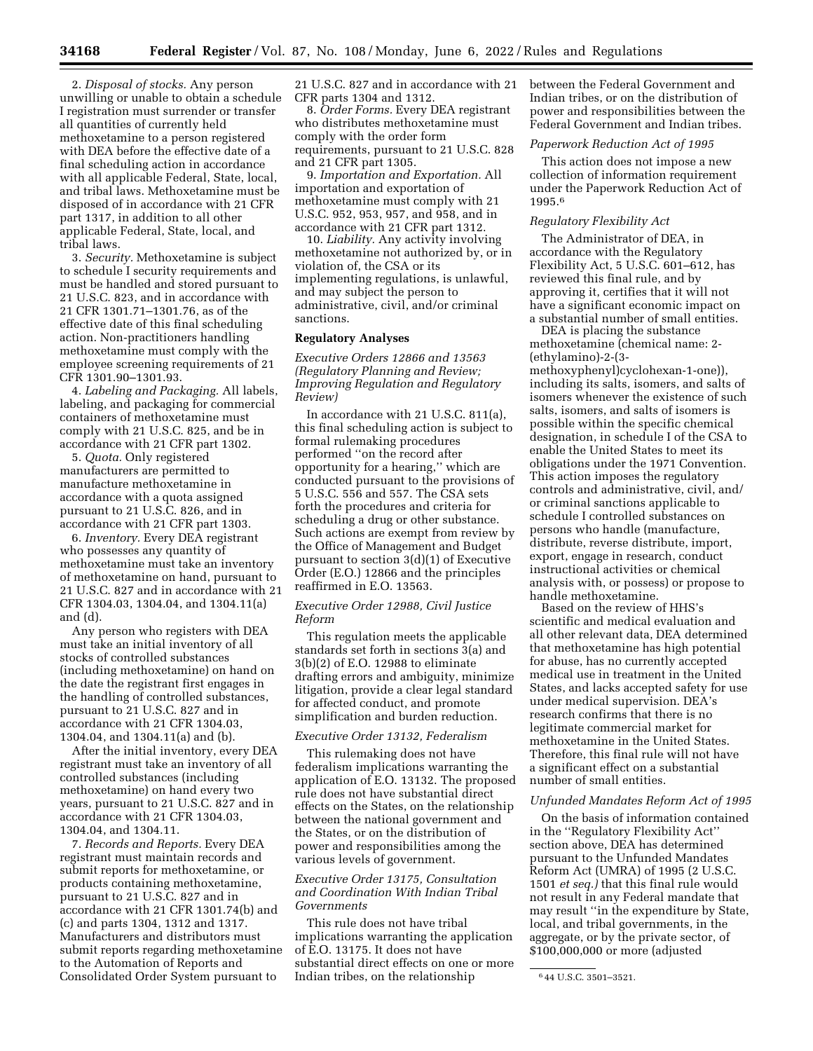2. *Disposal of stocks.* Any person unwilling or unable to obtain a schedule I registration must surrender or transfer all quantities of currently held methoxetamine to a person registered with DEA before the effective date of a final scheduling action in accordance with all applicable Federal, State, local, and tribal laws. Methoxetamine must be disposed of in accordance with 21 CFR part 1317, in addition to all other applicable Federal, State, local, and tribal laws.

3. *Security.* Methoxetamine is subject to schedule I security requirements and must be handled and stored pursuant to 21 U.S.C. 823, and in accordance with 21 CFR 1301.71–1301.76, as of the effective date of this final scheduling action. Non-practitioners handling methoxetamine must comply with the employee screening requirements of 21 CFR 1301.90–1301.93.

4. *Labeling and Packaging.* All labels, labeling, and packaging for commercial containers of methoxetamine must comply with 21 U.S.C. 825, and be in accordance with 21 CFR part 1302.

5. *Quota.* Only registered manufacturers are permitted to manufacture methoxetamine in accordance with a quota assigned pursuant to 21 U.S.C. 826, and in accordance with 21 CFR part 1303.

6. *Inventory.* Every DEA registrant who possesses any quantity of methoxetamine must take an inventory of methoxetamine on hand, pursuant to 21 U.S.C. 827 and in accordance with 21 CFR 1304.03, 1304.04, and 1304.11(a) and (d).

Any person who registers with DEA must take an initial inventory of all stocks of controlled substances (including methoxetamine) on hand on the date the registrant first engages in the handling of controlled substances, pursuant to 21 U.S.C. 827 and in accordance with 21 CFR 1304.03, 1304.04, and 1304.11(a) and (b).

After the initial inventory, every DEA registrant must take an inventory of all controlled substances (including methoxetamine) on hand every two years, pursuant to 21 U.S.C. 827 and in accordance with 21 CFR 1304.03, 1304.04, and 1304.11.

7. *Records and Reports.* Every DEA registrant must maintain records and submit reports for methoxetamine, or products containing methoxetamine, pursuant to 21 U.S.C. 827 and in accordance with 21 CFR 1301.74(b) and (c) and parts 1304, 1312 and 1317. Manufacturers and distributors must submit reports regarding methoxetamine to the Automation of Reports and Consolidated Order System pursuant to 21 U.S.C. 827 and in accordance with 21 CFR parts 1304 and 1312.

8. *Order Forms.* Every DEA registrant who distributes methoxetamine must comply with the order form requirements, pursuant to 21 U.S.C. 828 and 21 CFR part 1305.

9. *Importation and Exportation.* All importation and exportation of methoxetamine must comply with 21 U.S.C. 952, 953, 957, and 958, and in accordance with 21 CFR part 1312.

10. *Liability.* Any activity involving methoxetamine not authorized by, or in violation of, the CSA or its implementing regulations, is unlawful, and may subject the person to administrative, civil, and/or criminal sanctions.

## Regulatory Analyses

### *Executive Orders 12866 and 13563 (Regulatory Planning and Review; Improving Regulation and Regulatory Review)*

In accordance with 21 U.S.C. 811(a), this final scheduling action is subject to formal rulemaking procedures performed "on the record after opportunity for a hearing," which are conducted pursuant to the provisions of 5 U.S.C. 556 and 557. The CSA sets forth the procedures and criteria for scheduling a drug or other substance. Such actions are exempt from review by the Office of Management and Budget pursuant to section 3(d)(1) of Executive Order (E.O.) 12866 and the principles reaffirmed in E.O. 13563.

### *Executive Order 12988, Civil Justice Reform*

This regulation meets the applicable standards set forth in sections 3(a) and 3(b)(2) of E.O. 12988 to eliminate drafting errors and ambiguity, minimize litigation, provide a clear legal standard for affected conduct, and promote simplification and burden reduction.

### *Executive Order 13132, Federalism*

This rulemaking does not have federalism implications warranting the application of E.O. 13132. The proposed rule does not have substantial direct effects on the States, on the relationship between the national government and the States, or on the distribution of power and responsibilities among the various levels of government.

### *Executive Order 13175, Consultation and Coordination With Indian Tribal Governments*

This rule does not have tribal implications warranting the application of E.O. 13175. It does not have substantial direct effects on one or more Indian tribes, on the relationship between the Federal Government and Indian tribes, or on the distribution of power and responsibilities between the Federal Government and Indian tribes.

### *Paperwork Reduction Act of 1995*

This action does not impose a new collection of information requirement under the Paperwork Reduction Act of 1995.[6]

### *Regulatory Flexibility Act*

The Administrator of DEA, in accordance with the Regulatory Flexibility Act, 5 U.S.C. 601–612, has reviewed this final rule, and by approving it, certifies that it will not have a significant economic impact on a substantial number of small entities.

DEA is placing the substance methoxetamine (chemical name: 2-(ethylamino)-2-(3-methoxyphenyl)cyclohexan-1-one)), including its salts, isomers, and salts of isomers whenever the existence of such salts, isomers, and salts of isomers is possible within the specific chemical designation, in schedule I of the CSA to enable the United States to meet its obligations under the 1971 Convention. This action imposes the regulatory controls and administrative, civil, and/or criminal sanctions applicable to schedule I controlled substances on persons who handle (manufacture, distribute, reverse distribute, import, export, engage in research, conduct instructional activities or chemical analysis with, or possess) or propose to handle methoxetamine.

Based on the review of HHS's scientific and medical evaluation and all other relevant data, DEA determined that methoxetamine has high potential for abuse, has no currently accepted medical use in treatment in the United States, and lacks accepted safety for use under medical supervision. DEA's research confirms that there is no legitimate commercial market for methoxetamine in the United States. Therefore, this final rule will not have a significant effect on a substantial number of small entities.

### *Unfunded Mandates Reform Act of 1995*

On the basis of information contained in the "Regulatory Flexibility Act" section above, DEA has determined pursuant to the Unfunded Mandates Reform Act (UMRA) of 1995 (2 U.S.C. 1501 *et seq.*) that this final rule would not result in any Federal mandate that may result "in the expenditure by State, local, and tribal governments, in the aggregate, or by the private sector, of $100,000,000 or more (adjusted

---

[6] 44 U.S.C. 3501–3521.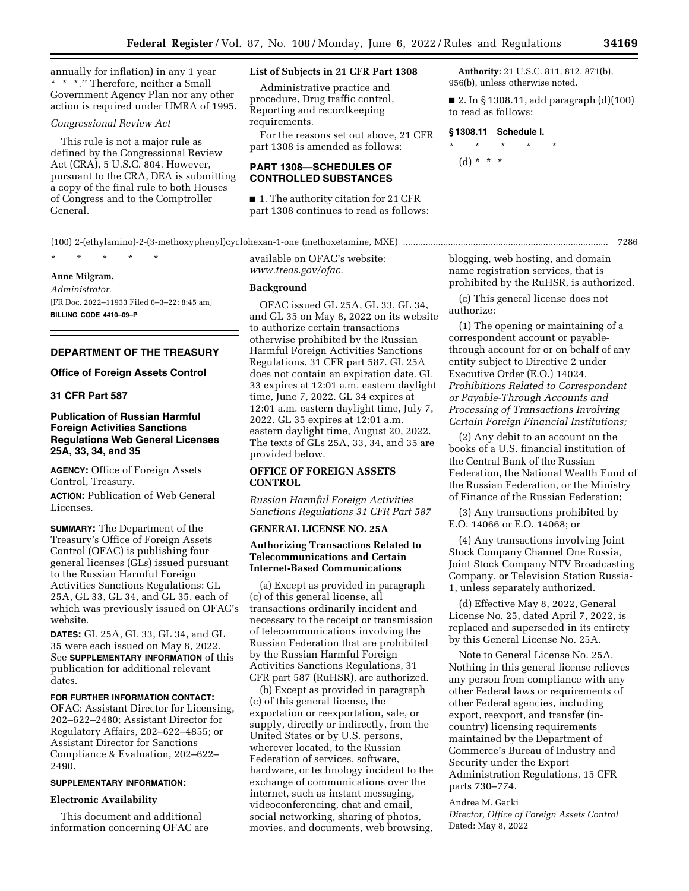annually for inflation) in any 1 year * * *.'' Therefore, neither a Small Government Agency Plan nor any other action is required under UMRA of 1995.

*Congressional Review Act*

This rule is not a major rule as defined by the Congressional Review Act (CRA), 5 U.S.C. 804. However, pursuant to the CRA, DEA is submitting a copy of the final rule to both Houses of Congress and to the Comptroller General.

**List of Subjects in 21 CFR Part 1308**

Administrative practice and procedure, Drug traffic control, Reporting and recordkeeping requirements.

For the reasons set out above, 21 CFR part 1308 is amended as follows:

**PART 1308—SCHEDULES OF CONTROLLED SUBSTANCES**

■ 1. The authority citation for 21 CFR part 1308 continues to read as follows:

**Authority:** 21 U.S.C. 811, 812, 871(b), 956(b), unless otherwise noted.

■ 2. In § 1308.11, add paragraph (d)(100) to read as follows:

**§ 1308.11 Schedule I.**

\* \* \* \* \*

(d) * * *

(100) 2-(ethylamino)-2-(3-methoxyphenyl)cyclohexan-1-one (methoxetamine, MXE) .......... 7286

\* \* \* \* \*

**Anne Milgram,**

*Administrator.*

[FR Doc. 2022–11933 Filed 6–3–22; 8:45 am]

**BILLING CODE 4410–09–P**

---

**DEPARTMENT OF THE TREASURY**

**Office of Foreign Assets Control**

**31 CFR Part 587**

## Publication of Russian Harmful Foreign Activities Sanctions Regulations Web General Licenses 25A, 33, 34, and 35

**AGENCY:** Office of Foreign Assets Control, Treasury.

**ACTION:** Publication of Web General Licenses.

**SUMMARY:** The Department of the Treasury's Office of Foreign Assets Control (OFAC) is publishing four general licenses (GLs) issued pursuant to the Russian Harmful Foreign Activities Sanctions Regulations: GL 25A, GL 33, GL 34, and GL 35, each of which was previously issued on OFAC's website.

**DATES:** GL 25A, GL 33, GL 34, and GL 35 were each issued on May 8, 2022. See **SUPPLEMENTARY INFORMATION** of this publication for additional relevant dates.

**FOR FURTHER INFORMATION CONTACT:** OFAC: Assistant Director for Licensing, 202–622–2480; Assistant Director for Regulatory Affairs, 202–622–4855; or Assistant Director for Sanctions Compliance & Evaluation, 202–622–2490.

**SUPPLEMENTARY INFORMATION:**

**Electronic Availability**

This document and additional information concerning OFAC are available on OFAC's website: *www.treas.gov/ofac.*

**Background**

OFAC issued GL 25A, GL 33, GL 34, and GL 35 on May 8, 2022 on its website to authorize certain transactions otherwise prohibited by the Russian Harmful Foreign Activities Sanctions Regulations, 31 CFR part 587. GL 25A does not contain an expiration date. GL 33 expires at 12:01 a.m. eastern daylight time, June 7, 2022. GL 34 expires at 12:01 a.m. eastern daylight time, July 7, 2022. GL 35 expires at 12:01 a.m. eastern daylight time, August 20, 2022. The texts of GLs 25A, 33, 34, and 35 are provided below.

**OFFICE OF FOREIGN ASSETS CONTROL**

*Russian Harmful Foreign Activities Sanctions Regulations 31 CFR Part 587*

**GENERAL LICENSE NO. 25A**

**Authorizing Transactions Related to Telecommunications and Certain Internet-Based Communications**

(a) Except as provided in paragraph (c) of this general license, all transactions ordinarily incident and necessary to the receipt or transmission of telecommunications involving the Russian Federation that are prohibited by the Russian Harmful Foreign Activities Sanctions Regulations, 31 CFR part 587 (RuHSR), are authorized.

(b) Except as provided in paragraph (c) of this general license, the exportation or reexportation, sale, or supply, directly or indirectly, from the United States or by U.S. persons, wherever located, to the Russian Federation of services, software, hardware, or technology incident to the exchange of communications over the internet, such as instant messaging, videoconferencing, chat and email, social networking, sharing of photos, movies, and documents, web browsing, blogging, web hosting, and domain name registration services, that is prohibited by the RuHSR, is authorized.

(c) This general license does not authorize:

(1) The opening or maintaining of a correspondent account or payable-through account for or on behalf of any entity subject to Directive 2 under Executive Order (E.O.) 14024, *Prohibitions Related to Correspondent or Payable-Through Accounts and Processing of Transactions Involving Certain Foreign Financial Institutions;*

(2) Any debit to an account on the books of a U.S. financial institution of the Central Bank of the Russian Federation, the National Wealth Fund of the Russian Federation, or the Ministry of Finance of the Russian Federation;

(3) Any transactions prohibited by E.O. 14066 or E.O. 14068; or

(4) Any transactions involving Joint Stock Company Channel One Russia, Joint Stock Company NTV Broadcasting Company, or Television Station Russia-1, unless separately authorized.

(d) Effective May 8, 2022, General License No. 25, dated April 7, 2022, is replaced and superseded in its entirety by this General License No. 25A.

Note to General License No. 25A. Nothing in this general license relieves any person from compliance with any other Federal laws or requirements of other Federal agencies, including export, reexport, and transfer (in-country) licensing requirements maintained by the Department of Commerce's Bureau of Industry and Security under the Export Administration Regulations, 15 CFR parts 730–774.

Andrea M. Gacki

*Director, Office of Foreign Assets Control*

Dated: May 8, 2022